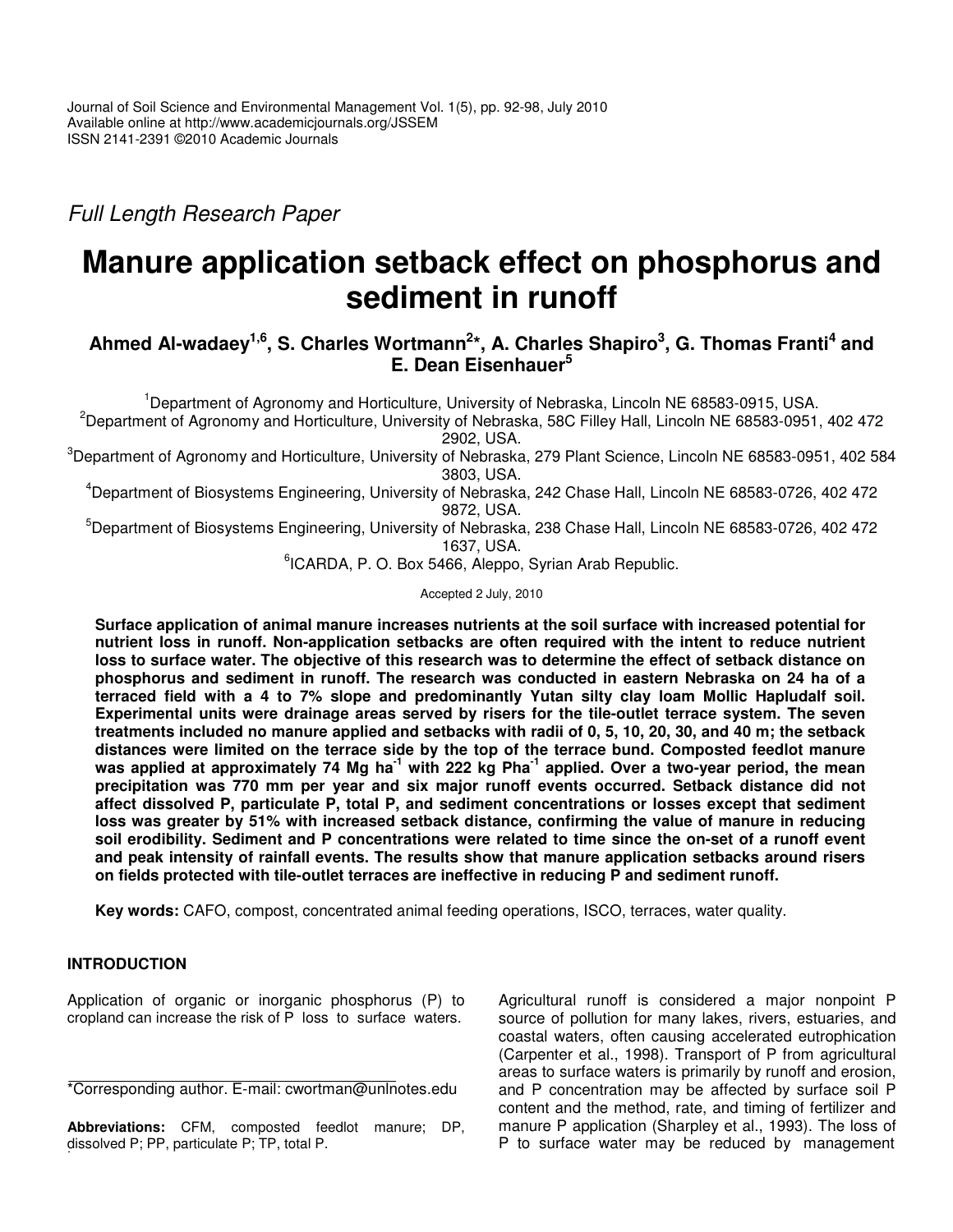Journal of Soil Science and Environmental Management Vol. 1(5), pp. 92-98, July 2010
Available online at http://www.academicjournals.org/JSSEM
ISSN 2141-2391 ©2010 Academic Journals

*Full Length Research Paper*

# Manure application setback effect on phosphorus and sediment in runoff

**Ahmed Al-wadaey[1,6], S. Charles Wortmann[2]*, A. Charles Shapiro[3], G. Thomas Franti[4] and E. Dean Eisenhauer[5]**

[1]Department of Agronomy and Horticulture, University of Nebraska, Lincoln NE 68583-0915, USA.
[2]Department of Agronomy and Horticulture, University of Nebraska, 58C Filley Hall, Lincoln NE 68583-0951, 402 472 2902, USA.
[3]Department of Agronomy and Horticulture, University of Nebraska, 279 Plant Science, Lincoln NE 68583-0951, 402 584 3803, USA.
[4]Department of Biosystems Engineering, University of Nebraska, 242 Chase Hall, Lincoln NE 68583-0726, 402 472 9872, USA.
[5]Department of Biosystems Engineering, University of Nebraska, 238 Chase Hall, Lincoln NE 68583-0726, 402 472 1637, USA.
[6]ICARDA, P. O. Box 5466, Aleppo, Syrian Arab Republic.

Accepted 2 July, 2010

**Surface application of animal manure increases nutrients at the soil surface with increased potential for nutrient loss in runoff. Non-application setbacks are often required with the intent to reduce nutrient loss to surface water. The objective of this research was to determine the effect of setback distance on phosphorus and sediment in runoff. The research was conducted in eastern Nebraska on 24 ha of a terraced field with a 4 to 7% slope and predominantly Yutan silty clay loam Mollic Hapludalf soil. Experimental units were drainage areas served by risers for the tile-outlet terrace system. The seven treatments included no manure applied and setbacks with radii of 0, 5, 10, 20, 30, and 40 m; the setback distances were limited on the terrace side by the top of the terrace bund. Composted feedlot manure was applied at approximately 74 Mg ha$^{-1}$ with 222 kg Pha$^{-1}$ applied. Over a two-year period, the mean precipitation was 770 mm per year and six major runoff events occurred. Setback distance did not affect dissolved P, particulate P, total P, and sediment concentrations or losses except that sediment loss was greater by 51% with increased setback distance, confirming the value of manure in reducing soil erodibility. Sediment and P concentrations were related to time since the on-set of a runoff event and peak intensity of rainfall events. The results show that manure application setbacks around risers on fields protected with tile-outlet terraces are ineffective in reducing P and sediment runoff.**

**Key words:** CAFO, compost, concentrated animal feeding operations, ISCO, terraces, water quality.

## INTRODUCTION

Application of organic or inorganic phosphorus (P) to cropland can increase the risk of P loss to surface waters. Agricultural runoff is considered a major nonpoint P source of pollution for many lakes, rivers, estuaries, and coastal waters, often causing accelerated eutrophication (Carpenter et al., 1998). Transport of P from agricultural areas to surface waters is primarily by runoff and erosion, and P concentration may be affected by surface soil P content and the method, rate, and timing of fertilizer and manure P application (Sharpley et al., 1993). The loss of P to surface water may be reduced by management

*Corresponding author. E-mail: cwortman@unlnotes.edu

**Abbreviations:** CFM, composted feedlot manure; DP, dissolved P; PP, particulate P; TP, total P.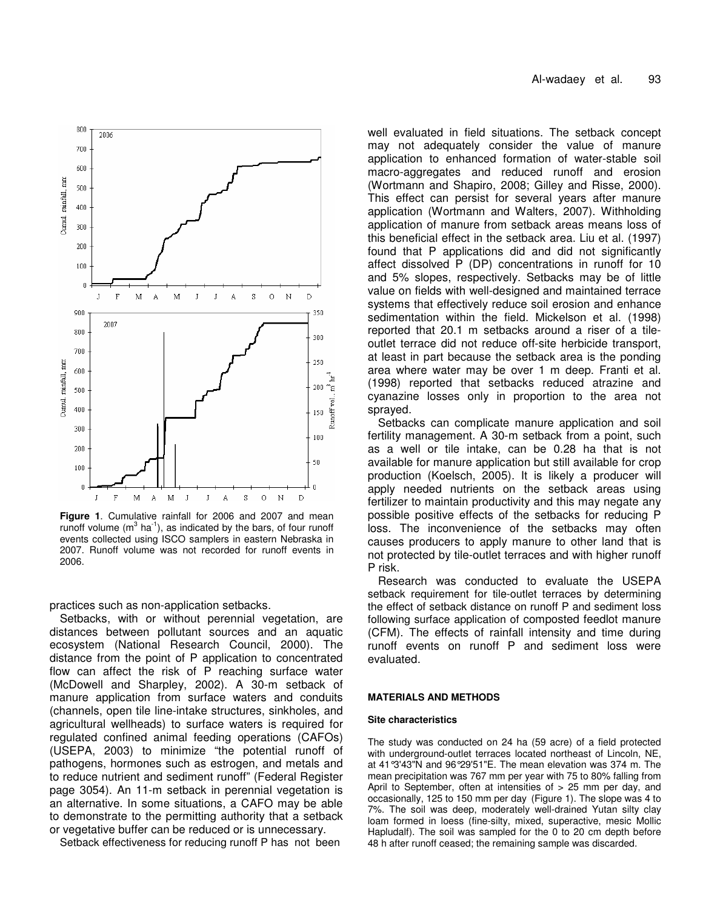**Figure 1**. Cumulative rainfall for 2006 and 2007 and mean runoff volume ($m^3$ $ha^{-1}$), as indicated by the bars, of four runoff events collected using ISCO samplers in eastern Nebraska in 2007. Runoff volume was not recorded for runoff events in 2006.

practices such as non-application setbacks.

Setbacks, with or without perennial vegetation, are distances between pollutant sources and an aquatic ecosystem (National Research Council, 2000). The distance from the point of P application to concentrated flow can affect the risk of P reaching surface water (McDowell and Sharpley, 2002). A 30-m setback of manure application from surface waters and conduits (channels, open tile line-intake structures, sinkholes, and agricultural wellheads) to surface waters is required for regulated confined animal feeding operations (CAFOs) (USEPA, 2003) to minimize "the potential runoff of pathogens, hormones such as estrogen, and metals and to reduce nutrient and sediment runoff" (Federal Register page 3054). An 11-m setback in perennial vegetation is an alternative. In some situations, a CAFO may be able to demonstrate to the permitting authority that a setback or vegetative buffer can be reduced or is unnecessary.

Setback effectiveness for reducing runoff P has not been well evaluated in field situations. The setback concept may not adequately consider the value of manure application to enhanced formation of water-stable soil macro-aggregates and reduced runoff and erosion (Wortmann and Shapiro, 2008; Gilley and Risse, 2000). This effect can persist for several years after manure application (Wortmann and Walters, 2007). Withholding application of manure from setback areas means loss of this beneficial effect in the setback area. Liu et al. (1997) found that P applications did and did not significantly affect dissolved P (DP) concentrations in runoff for 10 and 5% slopes, respectively. Setbacks may be of little value on fields with well-designed and maintained terrace systems that effectively reduce soil erosion and enhance sedimentation within the field. Mickelson et al. (1998) reported that 20.1 m setbacks around a riser of a tile-outlet terrace did not reduce off-site herbicide transport, at least in part because the setback area is the ponding area where water may be over 1 m deep. Franti et al. (1998) reported that setbacks reduced atrazine and cyanazine losses only in proportion to the area not sprayed.

Setbacks can complicate manure application and soil fertility management. A 30-m setback from a point, such as a well or tile intake, can be 0.28 ha that is not available for manure application but still available for crop production (Koelsch, 2005). It is likely a producer will apply needed nutrients on the setback areas using fertilizer to maintain productivity and this may negate any possible positive effects of the setbacks for reducing P loss. The inconvenience of the setbacks may often causes producers to apply manure to other land that is not protected by tile-outlet terraces and with higher runoff P risk.

Research was conducted to evaluate the USEPA setback requirement for tile-outlet terraces by determining the effect of setback distance on runoff P and sediment loss following surface application of composted feedlot manure (CFM). The effects of rainfall intensity and time during runoff events on runoff P and sediment loss were evaluated.

## MATERIALS AND METHODS

### Site characteristics

The study was conducted on 24 ha (59 acre) of a field protected with underground-outlet terraces located northeast of Lincoln, NE, at 41°3'43"N and 96°29'51"E. The mean elevation was 374 m. The mean precipitation was 767 mm per year with 75 to 80% falling from April to September, often at intensities of > 25 mm per day, and occasionally, 125 to 150 mm per day (Figure 1). The slope was 4 to 7%. The soil was deep, moderately well-drained Yutan silty clay loam formed in loess (fine-silty, mixed, superactive, mesic Mollic Hapludalf). The soil was sampled for the 0 to 20 cm depth before 48 h after runoff ceased; the remaining sample was discarded.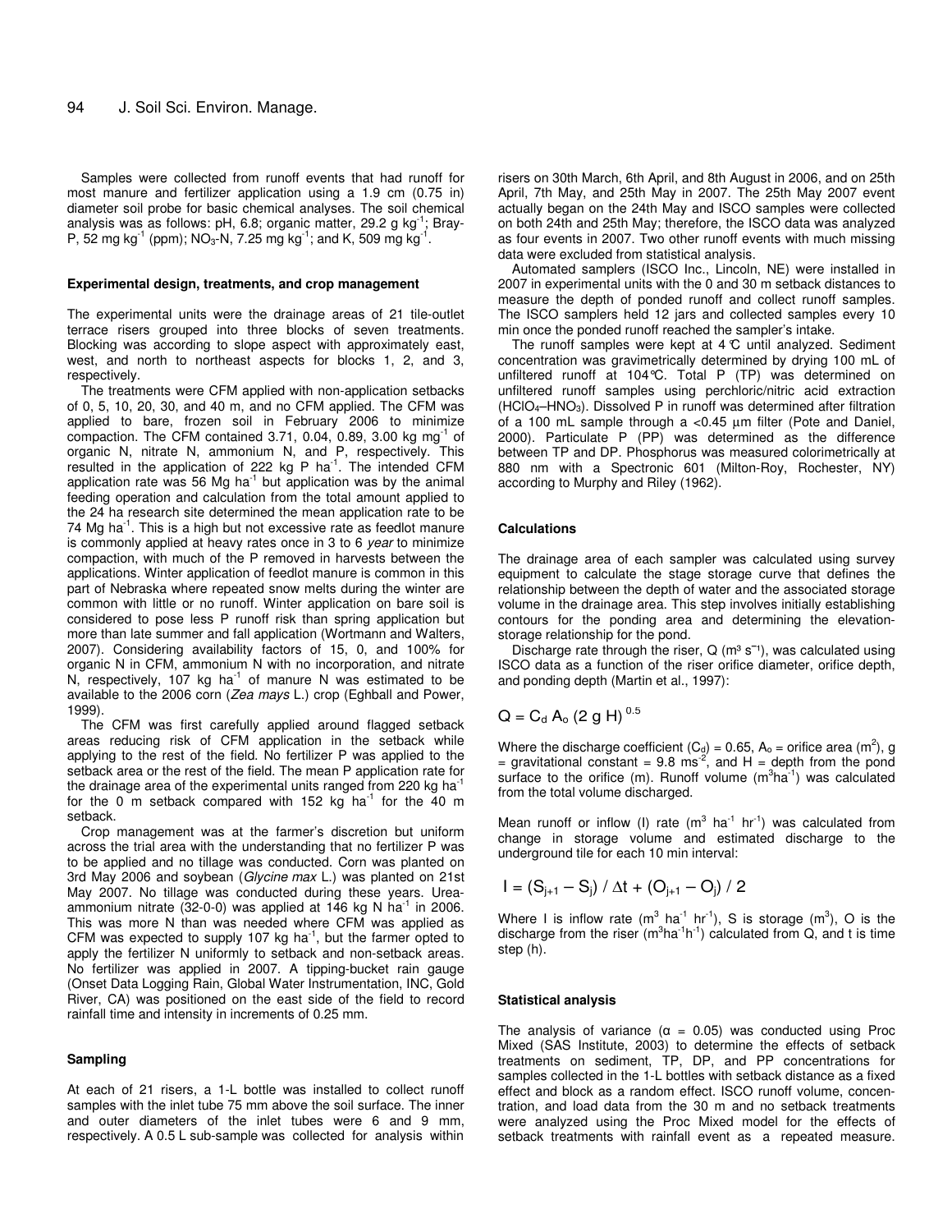Samples were collected from runoff events that had runoff for most manure and fertilizer application using a 1.9 cm (0.75 in) diameter soil probe for basic chemical analyses. The soil chemical analysis was as follows: pH, 6.8; organic matter, 29.2 g $kg^{-1}$; Bray-P, 52 mg $kg^{-1}$ (ppm); $NO_3$-N, 7.25 mg $kg^{-1}$; and K, 509 mg $kg^{-1}$.

#### Experimental design, treatments, and crop management

The experimental units were the drainage areas of 21 tile-outlet terrace risers grouped into three blocks of seven treatments. Blocking was according to slope aspect with approximately east, west, and north to northeast aspects for blocks 1, 2, and 3, respectively.

The treatments were CFM applied with non-application setbacks of 0, 5, 10, 20, 30, and 40 m, and no CFM applied. The CFM was applied to bare, frozen soil in February 2006 to minimize compaction. The CFM contained 3.71, 0.04, 0.89, 3.00 kg $mg^{-1}$ of organic N, nitrate N, ammonium N, and P, respectively. This resulted in the application of 222 kg P $ha^{-1}$. The intended CFM application rate was 56 Mg $ha^{-1}$ but application was by the animal feeding operation and calculation from the total amount applied to the 24 ha research site determined the mean application rate to be 74 Mg $ha^{-1}$. This is a high but not excessive rate as feedlot manure is commonly applied at heavy rates once in 3 to 6 *year* to minimize compaction, with much of the P removed in harvests between the applications. Winter application of feedlot manure is common in this part of Nebraska where repeated snow melts during the winter are common with little or no runoff. Winter application on bare soil is considered to pose less P runoff risk than spring application but more than late summer and fall application (Wortmann and Walters, 2007). Considering availability factors of 15, 0, and 100% for organic N in CFM, ammonium N with no incorporation, and nitrate N, respectively, 107 kg $ha^{-1}$ of manure N was estimated to be available to the 2006 corn (*Zea mays* L.) crop (Eghball and Power, 1999).

The CFM was first carefully applied around flagged setback areas reducing risk of CFM application in the setback while applying to the rest of the field. No fertilizer P was applied to the setback area or the rest of the field. The mean P application rate for the drainage area of the experimental units ranged from 220 kg $ha^{-1}$ for the 0 m setback compared with 152 kg $ha^{-1}$ for the 40 m setback.

Crop management was at the farmer's discretion but uniform across the trial area with the understanding that no fertilizer P was to be applied and no tillage was conducted. Corn was planted on 3rd May 2006 and soybean (*Glycine max* L.) was planted on 21st May 2007. No tillage was conducted during these years. Urea-ammonium nitrate (32-0-0) was applied at 146 kg N $ha^{-1}$ in 2006. This was more N than was needed where CFM was applied as CFM was expected to supply 107 kg $ha^{-1}$, but the farmer opted to apply the fertilizer N uniformly to setback and non-setback areas. No fertilizer was applied in 2007. A tipping-bucket rain gauge (Onset Data Logging Rain, Global Water Instrumentation, INC, Gold River, CA) was positioned on the east side of the field to record rainfall time and intensity in increments of 0.25 mm.

#### Sampling

At each of 21 risers, a 1-L bottle was installed to collect runoff samples with the inlet tube 75 mm above the soil surface. The inner and outer diameters of the inlet tubes were 6 and 9 mm, respectively. A 0.5 L sub-sample was collected for analysis within risers on 30th March, 6th April, and 8th August in 2006, and on 25th April, 7th May, and 25th May in 2007. The 25th May 2007 event actually began on the 24th May and ISCO samples were collected on both 24th and 25th May; therefore, the ISCO data was analyzed as four events in 2007. Two other runoff events with much missing data were excluded from statistical analysis.

Automated samplers (ISCO Inc., Lincoln, NE) were installed in 2007 in experimental units with the 0 and 30 m setback distances to measure the depth of ponded runoff and collect runoff samples. The ISCO samplers held 12 jars and collected samples every 10 min once the ponded runoff reached the sampler's intake.

The runoff samples were kept at 4°C until analyzed. Sediment concentration was gravimetrically determined by drying 100 mL of unfiltered runoff at 104°C. Total P (TP) was determined on unfiltered runoff samples using perchloric/nitric acid extraction ($HClO_4$–$HNO_3$). Dissolved P in runoff was determined after filtration of a 100 mL sample through a <0.45 µm filter (Pote and Daniel, 2000). Particulate P (PP) was determined as the difference between TP and DP. Phosphorus was measured colorimetrically at 880 nm with a Spectronic 601 (Milton-Roy, Rochester, NY) according to Murphy and Riley (1962).

#### Calculations

The drainage area of each sampler was calculated using survey equipment to calculate the stage storage curve that defines the relationship between the depth of water and the associated storage volume in the drainage area. This step involves initially establishing contours for the ponding area and determining the elevation-storage relationship for the pond.

Discharge rate through the riser, Q ($m^3$ $s^{-1}$), was calculated using ISCO data as a function of the riser orifice diameter, orifice depth, and ponding depth (Martin et al., 1997):

$$Q = C_d\, A_o\, (2\, g\, H)^{0.5}$$

Where the discharge coefficient ($C_d$) = 0.65, $A_o$ = orifice area ($m^2$), g = gravitational constant = 9.8 $ms^{-2}$, and H = depth from the pond surface to the orifice (m). Runoff volume ($m^3ha^{-1}$) was calculated from the total volume discharged.

Mean runoff or inflow (I) rate ($m^3$ $ha^{-1}$ $hr^{-1}$) was calculated from change in storage volume and estimated discharge to the underground tile for each 10 min interval:

$$I = (S_{j+1} - S_j) / \Delta t + (O_{j+1} - O_j) / 2$$

Where I is inflow rate ($m^3$ $ha^{-1}$ $hr^{-1}$), S is storage ($m^3$), O is the discharge from the riser ($m^3ha^{-1}h^{-1}$) calculated from Q, and t is time step (h).

#### Statistical analysis

The analysis of variance ($\alpha$ = 0.05) was conducted using Proc Mixed (SAS Institute, 2003) to determine the effects of setback treatments on sediment, TP, DP, and PP concentrations for samples collected in the 1-L bottles with setback distance as a fixed effect and block as a random effect. ISCO runoff volume, concentration, and load data from the 30 m and no setback treatments were analyzed using the Proc Mixed model for the effects of setback treatments with rainfall event as a repeated measure.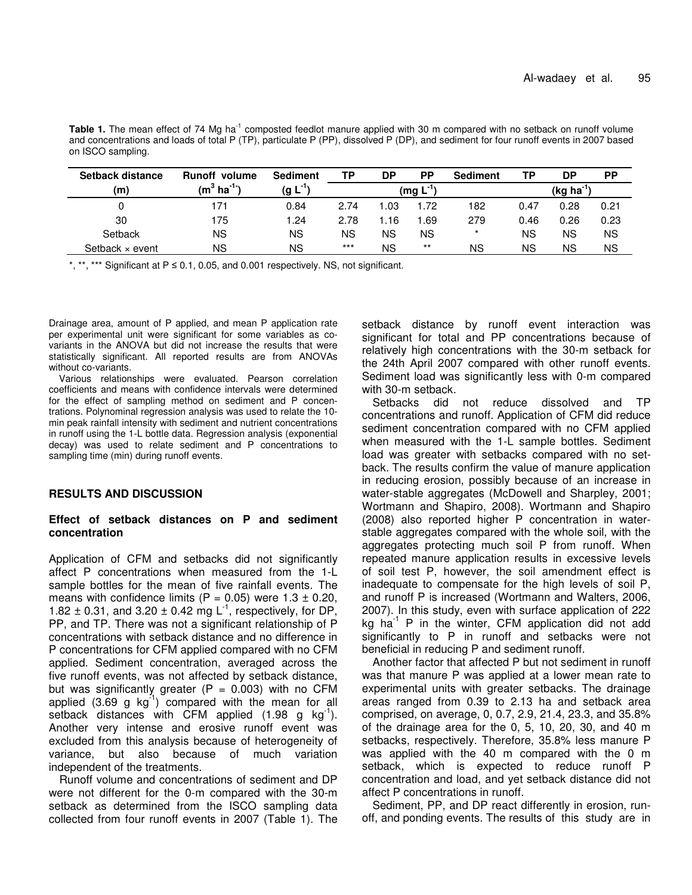**Table 1.** The mean effect of 74 Mg ha$^{-1}$ composted feedlot manure applied with 30 m compared with no setback on runoff volume and concentrations and loads of total P (TP), particulate P (PP), dissolved P (DP), and sediment for four runoff events in 2007 based on ISCO sampling.

| Setback distance (m) | Runoff volume ($m^3$ ha$^{-1}$) | Sediment (g L$^{-1}$) | TP | DP | PP | Sediment | TP | DP | PP |
|---|---|---|---|---|---|---|---|---|---|
| | | | (mg L$^{-1}$) | | | | (kg ha$^{-1}$) | | |
| 0 | 171 | 0.84 | 2.74 | 1.03 | 1.72 | 182 | 0.47 | 0.28 | 0.21 |
| 30 | 175 | 1.24 | 2.78 | 1.16 | 1.69 | 279 | 0.46 | 0.26 | 0.23 |
| Setback | NS | NS | NS | NS | NS | * | NS | NS | NS |
| Setback × event | NS | NS | *** | NS | ** | NS | NS | NS | NS |

*, **, *** Significant at P ≤ 0.1, 0.05, and 0.001 respectively. NS, not significant.

Drainage area, amount of P applied, and mean P application rate per experimental unit were significant for some variables as co-variants in the ANOVA but did not increase the results that were statistically significant. All reported results are from ANOVAs without co-variants.

Various relationships were evaluated. Pearson correlation coefficients and means with confidence intervals were determined for the effect of sampling method on sediment and P concentrations. Polynominal regression analysis was used to relate the 10-min peak rainfall intensity with sediment and nutrient concentrations in runoff using the 1-L bottle data. Regression analysis (exponential decay) was used to relate sediment and P concentrations to sampling time (min) during runoff events.

## RESULTS AND DISCUSSION

### Effect of setback distances on P and sediment concentration

Application of CFM and setbacks did not significantly affect P concentrations when measured from the 1-L sample bottles for the mean of five rainfall events. The means with confidence limits (P = 0.05) were 1.3 ± 0.20, 1.82 ± 0.31, and 3.20 ± 0.42 mg L$^{-1}$, respectively, for DP, PP, and TP. There was not a significant relationship of P concentrations with setback distance and no difference in P concentrations for CFM applied compared with no CFM applied. Sediment concentration, averaged across the five runoff events, was not affected by setback distance, but was significantly greater (P = 0.003) with no CFM applied (3.69 g kg$^{-1}$) compared with the mean for all setback distances with CFM applied (1.98 g kg$^{-1}$). Another very intense and erosive runoff event was excluded from this analysis because of heterogeneity of variance, but also because of much variation independent of the treatments.

Runoff volume and concentrations of sediment and DP were not different for the 0-m compared with the 30-m setback as determined from the ISCO sampling data collected from four runoff events in 2007 (Table 1). The setback distance by runoff event interaction was significant for total and PP concentrations because of relatively high concentrations with the 30-m setback for the 24th April 2007 compared with other runoff events. Sediment load was significantly less with 0-m compared with 30-m setback.

Setbacks did not reduce dissolved and TP concentrations and runoff. Application of CFM did reduce sediment concentration compared with no CFM applied when measured with the 1-L sample bottles. Sediment load was greater with setbacks compared with no setback. The results confirm the value of manure application in reducing erosion, possibly because of an increase in water-stable aggregates (McDowell and Sharpley, 2001; Wortmann and Shapiro, 2008). Wortmann and Shapiro (2008) also reported higher P concentration in water-stable aggregates compared with the whole soil, with the aggregates protecting much soil P from runoff. When repeated manure application results in excessive levels of soil test P, however, the soil amendment effect is inadequate to compensate for the high levels of soil P, and runoff P is increased (Wortmann and Walters, 2006, 2007). In this study, even with surface application of 222 kg ha$^{-1}$ P in the winter, CFM application did not add significantly to P in runoff and setbacks were not beneficial in reducing P and sediment runoff.

Another factor that affected P but not sediment in runoff was that manure P was applied at a lower mean rate to experimental units with greater setbacks. The drainage areas ranged from 0.39 to 2.13 ha and setback area comprised, on average, 0, 0.7, 2.9, 21.4, 23.3, and 35.8% of the drainage area for the 0, 5, 10, 20, 30, and 40 m setbacks, respectively. Therefore, 35.8% less manure P was applied with the 40 m compared with the 0 m setback, which is expected to reduce runoff P concentration and load, and yet setback distance did not affect P concentrations in runoff.

Sediment, PP, and DP react differently in erosion, runoff, and ponding events. The results of this study are in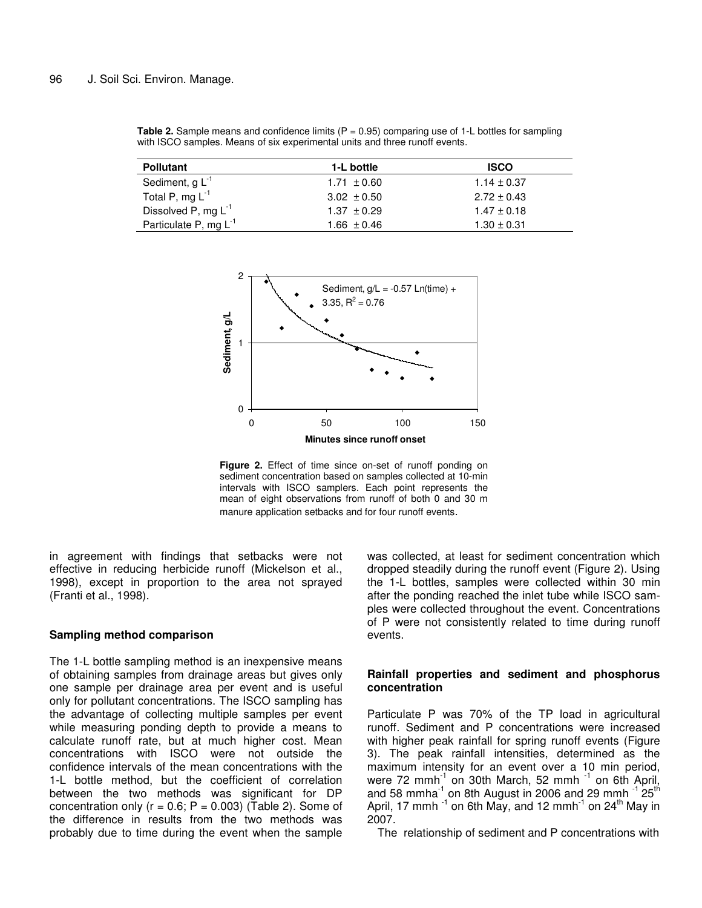**Table 2.** Sample means and confidence limits (P = 0.95) comparing use of 1-L bottles for sampling with ISCO samples. Means of six experimental units and three runoff events.

| Pollutant | 1-L bottle | ISCO |
|---|---|---|
| Sediment, g $L^{-1}$ | 1.71 ± 0.60 | 1.14 ± 0.37 |
| Total P, mg $L^{-1}$ | 3.02 ± 0.50 | 2.72 ± 0.43 |
| Dissolved P, mg $L^{-1}$ | 1.37 ± 0.29 | 1.47 ± 0.18 |
| Particulate P, mg $L^{-1}$ | 1.66 ± 0.46 | 1.30 ± 0.31 |

**Figure 2.** Effect of time since on-set of runoff ponding on sediment concentration based on samples collected at 10-min intervals with ISCO samplers. Each point represents the mean of eight observations from runoff of both 0 and 30 m manure application setbacks and for four runoff events.

in agreement with findings that setbacks were not effective in reducing herbicide runoff (Mickelson et al., 1998), except in proportion to the area not sprayed (Franti et al., 1998).

## Sampling method comparison

The 1-L bottle sampling method is an inexpensive means of obtaining samples from drainage areas but gives only one sample per drainage area per event and is useful only for pollutant concentrations. The ISCO sampling has the advantage of collecting multiple samples per event while measuring ponding depth to provide a means to calculate runoff rate, but at much higher cost. Mean concentrations with ISCO were not outside the confidence intervals of the mean concentrations with the 1-L bottle method, but the coefficient of correlation between the two methods was significant for DP concentration only ($r = 0.6$; $P = 0.003$) (Table 2). Some of the difference in results from the two methods was probably due to time during the event when the sample was collected, at least for sediment concentration which dropped steadily during the runoff event (Figure 2). Using the 1-L bottles, samples were collected within 30 min after the ponding reached the inlet tube while ISCO samples were collected throughout the event. Concentrations of P were not consistently related to time during runoff events.

## Rainfall properties and sediment and phosphorus concentration

Particulate P was 70% of the TP load in agricultural runoff. Sediment and P concentrations were increased with higher peak rainfall for spring runoff events (Figure 3). The peak rainfall intensities, determined as the maximum intensity for an event over a 10 min period, were 72 $mmh^{-1}$ on 30th March, 52 $mmh^{-1}$ on 6th April, and 58 $mmha^{-1}$ on 8th August in 2006 and 29 $mmh^{-1}$ 25th April, 17 $mmh^{-1}$ on 6th May, and 12 $mmh^{-1}$ on 24th May in 2007.

The relationship of sediment and P concentrations with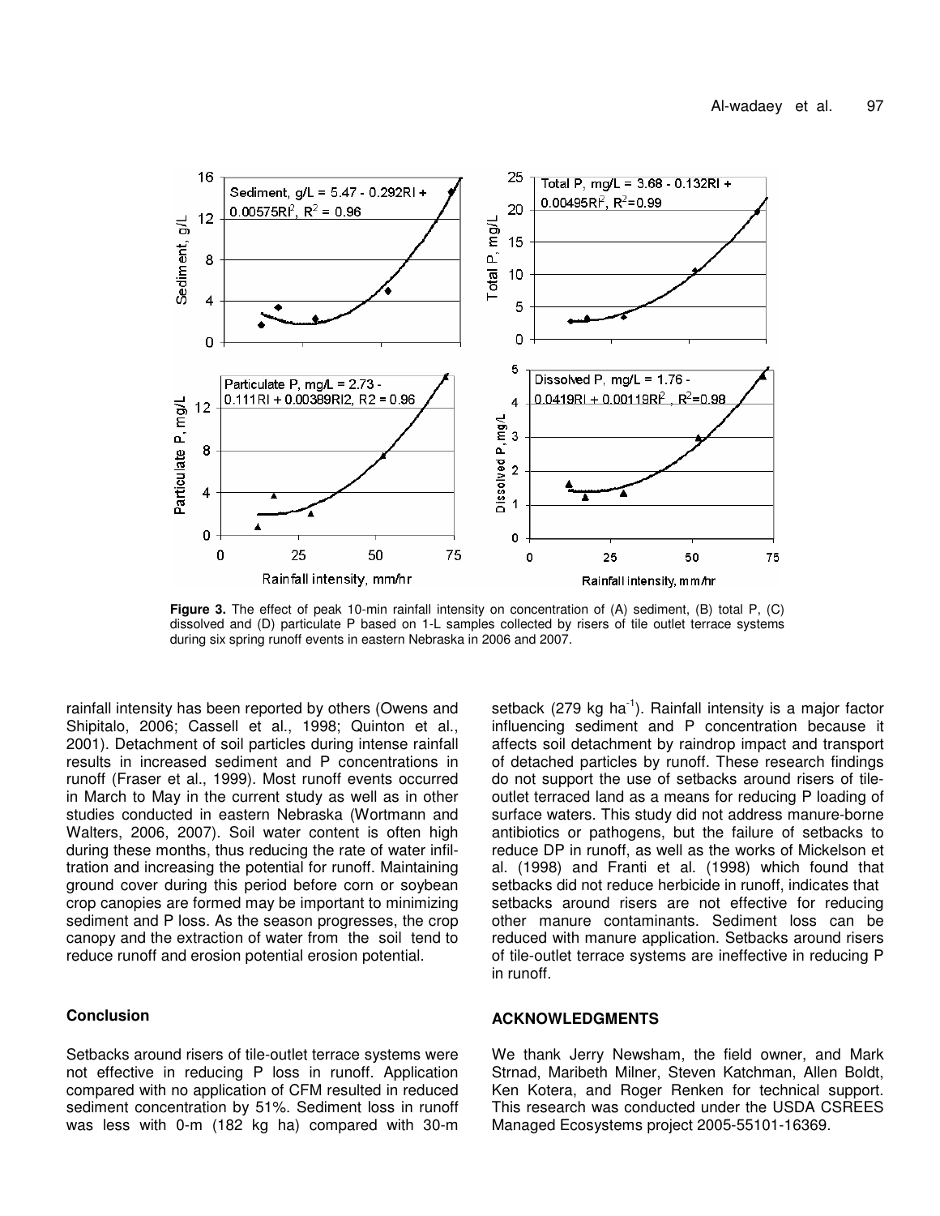**Figure 3.** The effect of peak 10-min rainfall intensity on concentration of (A) sediment, (B) total P, (C) dissolved and (D) particulate P based on 1-L samples collected by risers of tile outlet terrace systems during six spring runoff events in eastern Nebraska in 2006 and 2007.

rainfall intensity has been reported by others (Owens and Shipitalo, 2006; Cassell et al., 1998; Quinton et al., 2001). Detachment of soil particles during intense rainfall results in increased sediment and P concentrations in runoff (Fraser et al., 1999). Most runoff events occurred in March to May in the current study as well as in other studies conducted in eastern Nebraska (Wortmann and Walters, 2006, 2007). Soil water content is often high during these months, thus reducing the rate of water infiltration and increasing the potential for runoff. Maintaining ground cover during this period before corn or soybean crop canopies are formed may be important to minimizing sediment and P loss. As the season progresses, the crop canopy and the extraction of water from the soil tend to reduce runoff and erosion potential erosion potential.

## Conclusion

Setbacks around risers of tile-outlet terrace systems were not effective in reducing P loss in runoff. Application compared with no application of CFM resulted in reduced sediment concentration by 51%. Sediment loss in runoff was less with 0-m (182 kg ha) compared with 30-m setback (279 kg ha$^{-1}$). Rainfall intensity is a major factor influencing sediment and P concentration because it affects soil detachment by raindrop impact and transport of detached particles by runoff. These research findings do not support the use of setbacks around risers of tile-outlet terraced land as a means for reducing P loading of surface waters. This study did not address manure-borne antibiotics or pathogens, but the failure of setbacks to reduce DP in runoff, as well as the works of Mickelson et al. (1998) and Franti et al. (1998) which found that setbacks did not reduce herbicide in runoff, indicates that setbacks around risers are not effective for reducing other manure contaminants. Sediment loss can be reduced with manure application. Setbacks around risers of tile-outlet terrace systems are ineffective in reducing P in runoff.

## ACKNOWLEDGMENTS

We thank Jerry Newsham, the field owner, and Mark Strnad, Maribeth Milner, Steven Katchman, Allen Boldt, Ken Kotera, and Roger Renken for technical support. This research was conducted under the USDA CSREES Managed Ecosystems project 2005-55101-16369.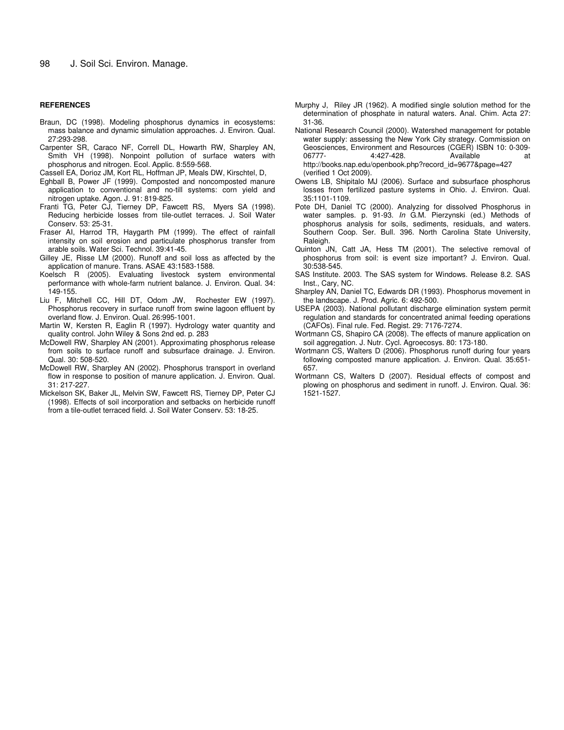**REFERENCES**

Braun, DC (1998). Modeling phosphorus dynamics in ecosystems: mass balance and dynamic simulation approaches. J. Environ. Qual. 27:293-298.

Carpenter SR, Caraco NF, Correll DL, Howarth RW, Sharpley AN, Smith VH (1998). Nonpoint pollution of surface waters with phosphorus and nitrogen. Ecol. Applic. 8:559-568.

Cassell EA, Dorioz JM, Kort RL, Hoffman JP, Meals DW, Kirschtel, D,

Eghball B, Power JF (1999). Composted and noncomposted manure application to conventional and no-till systems: corn yield and nitrogen uptake. Agon. J. 91: 819-825.

Franti TG, Peter CJ, Tierney DP, Fawcett RS, Myers SA (1998). Reducing herbicide losses from tile-outlet terraces. J. Soil Water Conserv. 53: 25-31.

Fraser AI, Harrod TR, Haygarth PM (1999). The effect of rainfall intensity on soil erosion and particulate phosphorus transfer from arable soils. Water Sci. Technol. 39:41-45.

Gilley JE, Risse LM (2000). Runoff and soil loss as affected by the application of manure. Trans. ASAE 43:1583-1588.

Koelsch R (2005). Evaluating livestock system environmental performance with whole-farm nutrient balance. J. Environ. Qual. 34: 149-155.

Liu F, Mitchell CC, Hill DT, Odom JW, Rochester EW (1997). Phosphorus recovery in surface runoff from swine lagoon effluent by overland flow. J. Environ. Qual. 26:995-1001.

Martin W, Kersten R, Eaglin R (1997). Hydrology water quantity and quality control. John Wiley & Sons 2nd ed. p. 283

McDowell RW, Sharpley AN (2001). Approximating phosphorus release from soils to surface runoff and subsurface drainage. J. Environ. Qual. 30: 508-520.

McDowell RW, Sharpley AN (2002). Phosphorus transport in overland flow in response to position of manure application. J. Environ. Qual. 31: 217-227.

Mickelson SK, Baker JL, Melvin SW, Fawcett RS, Tierney DP, Peter CJ (1998). Effects of soil incorporation and setbacks on herbicide runoff from a tile-outlet terraced field. J. Soil Water Conserv. 53: 18-25.

Murphy J, Riley JR (1962). A modified single solution method for the determination of phosphate in natural waters. Anal. Chim. Acta 27: 31-36.

National Research Council (2000). Watershed management for potable water supply: assessing the New York City strategy. Commission on Geosciences, Environment and Resources (CGER) ISBN 10: 0-309-06777- 4:427-428. Available at http://books.nap.edu/openbook.php?record_id=9677&page=427 (verified 1 Oct 2009).

Owens LB, Shipitalo MJ (2006). Surface and subsurface phosphorus losses from fertilized pasture systems in Ohio. J. Environ. Qual. 35:1101-1109.

Pote DH, Daniel TC (2000). Analyzing for dissolved Phosphorus in water samples. p. 91-93. *In* G.M. Pierzynski (ed.) Methods of phosphorus analysis for soils, sediments, residuals, and waters. Southern Coop. Ser. Bull. 396. North Carolina State University, Raleigh.

Quinton JN, Catt JA, Hess TM (2001). The selective removal of phosphorus from soil: is event size important? J. Environ. Qual. 30:538-545.

SAS Institute. 2003. The SAS system for Windows. Release 8.2. SAS Inst., Cary, NC.

Sharpley AN, Daniel TC, Edwards DR (1993). Phosphorus movement in the landscape. J. Prod. Agric. 6: 492-500.

USEPA (2003). National pollutant discharge elimination system permit regulation and standards for concentrated animal feeding operations (CAFOs). Final rule. Fed. Regist. 29: 7176-7274.

Wortmann CS, Shapiro CA (2008). The effects of manure application on soil aggregation. J. Nutr. Cycl. Agroecosys. 80: 173-180.

Wortmann CS, Walters D (2006). Phosphorus runoff during four years following composted manure application. J. Environ. Qual. 35:651-657.

Wortmann CS, Walters D (2007). Residual effects of compost and plowing on phosphorus and sediment in runoff. J. Environ. Qual. 36: 1521-1527.